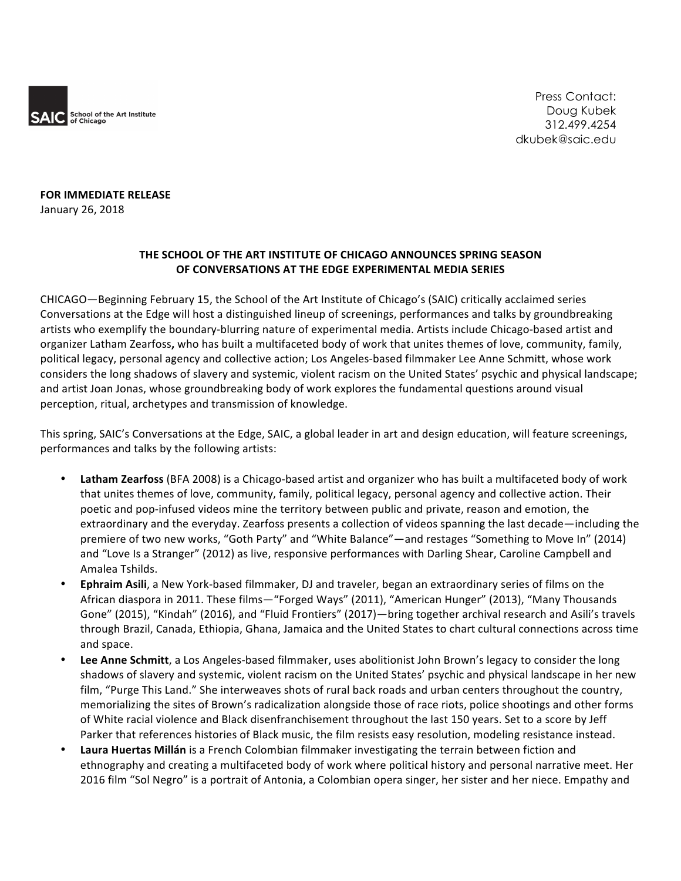SAIC School of the Art Institute of Chicago

Press Contact:
Doug Kubek
312.499.4254
dkubek@saic.edu

**FOR IMMEDIATE RELEASE**
January 26, 2018

## THE SCHOOL OF THE ART INSTITUTE OF CHICAGO ANNOUNCES SPRING SEASON OF CONVERSATIONS AT THE EDGE EXPERIMENTAL MEDIA SERIES

CHICAGO—Beginning February 15, the School of the Art Institute of Chicago's (SAIC) critically acclaimed series Conversations at the Edge will host a distinguished lineup of screenings, performances and talks by groundbreaking artists who exemplify the boundary-blurring nature of experimental media. Artists include Chicago-based artist and organizer Latham Zearfoss**,** who has built a multifaceted body of work that unites themes of love, community, family, political legacy, personal agency and collective action; Los Angeles-based filmmaker Lee Anne Schmitt, whose work considers the long shadows of slavery and systemic, violent racism on the United States' psychic and physical landscape; and artist Joan Jonas, whose groundbreaking body of work explores the fundamental questions around visual perception, ritual, archetypes and transmission of knowledge.

This spring, SAIC's Conversations at the Edge, SAIC, a global leader in art and design education, will feature screenings, performances and talks by the following artists:

- **Latham Zearfoss** (BFA 2008) is a Chicago-based artist and organizer who has built a multifaceted body of work that unites themes of love, community, family, political legacy, personal agency and collective action. Their poetic and pop-infused videos mine the territory between public and private, reason and emotion, the extraordinary and the everyday. Zearfoss presents a collection of videos spanning the last decade—including the premiere of two new works, "Goth Party" and "White Balance"—and restages "Something to Move In" (2014) and "Love Is a Stranger" (2012) as live, responsive performances with Darling Shear, Caroline Campbell and Amalea Tshilds.
- **Ephraim Asili**, a New York-based filmmaker, DJ and traveler, began an extraordinary series of films on the African diaspora in 2011. These films—"Forged Ways" (2011), "American Hunger" (2013), "Many Thousands Gone" (2015), "Kindah" (2016), and "Fluid Frontiers" (2017)—bring together archival research and Asili's travels through Brazil, Canada, Ethiopia, Ghana, Jamaica and the United States to chart cultural connections across time and space.
- **Lee Anne Schmitt**, a Los Angeles-based filmmaker, uses abolitionist John Brown's legacy to consider the long shadows of slavery and systemic, violent racism on the United States' psychic and physical landscape in her new film, "Purge This Land." She interweaves shots of rural back roads and urban centers throughout the country, memorializing the sites of Brown's radicalization alongside those of race riots, police shootings and other forms of White racial violence and Black disenfranchisement throughout the last 150 years. Set to a score by Jeff Parker that references histories of Black music, the film resists easy resolution, modeling resistance instead.
- **Laura Huertas Millán** is a French Colombian filmmaker investigating the terrain between fiction and ethnography and creating a multifaceted body of work where political history and personal narrative meet. Her 2016 film "Sol Negro" is a portrait of Antonia, a Colombian opera singer, her sister and her niece. Empathy and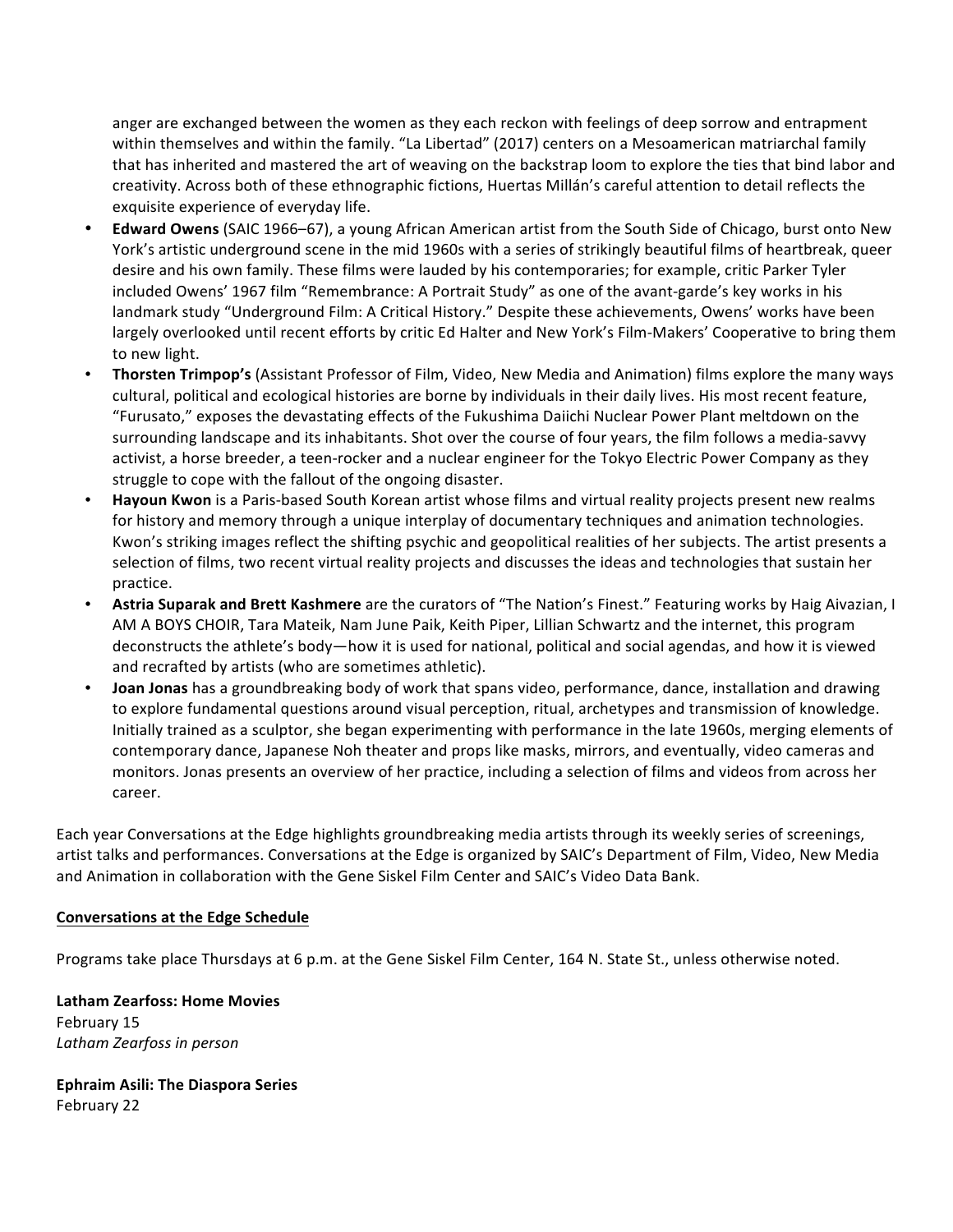anger are exchanged between the women as they each reckon with feelings of deep sorrow and entrapment within themselves and within the family. "La Libertad" (2017) centers on a Mesoamerican matriarchal family that has inherited and mastered the art of weaving on the backstrap loom to explore the ties that bind labor and creativity. Across both of these ethnographic fictions, Huertas Millán's careful attention to detail reflects the exquisite experience of everyday life.

- **Edward Owens** (SAIC 1966–67), a young African American artist from the South Side of Chicago, burst onto New York's artistic underground scene in the mid 1960s with a series of strikingly beautiful films of heartbreak, queer desire and his own family. These films were lauded by his contemporaries; for example, critic Parker Tyler included Owens' 1967 film "Remembrance: A Portrait Study" as one of the avant-garde's key works in his landmark study "Underground Film: A Critical History." Despite these achievements, Owens' works have been largely overlooked until recent efforts by critic Ed Halter and New York's Film-Makers' Cooperative to bring them to new light.
- **Thorsten Trimpop's** (Assistant Professor of Film, Video, New Media and Animation) films explore the many ways cultural, political and ecological histories are borne by individuals in their daily lives. His most recent feature, "Furusato," exposes the devastating effects of the Fukushima Daiichi Nuclear Power Plant meltdown on the surrounding landscape and its inhabitants. Shot over the course of four years, the film follows a media-savvy activist, a horse breeder, a teen-rocker and a nuclear engineer for the Tokyo Electric Power Company as they struggle to cope with the fallout of the ongoing disaster.
- **Hayoun Kwon** is a Paris-based South Korean artist whose films and virtual reality projects present new realms for history and memory through a unique interplay of documentary techniques and animation technologies. Kwon's striking images reflect the shifting psychic and geopolitical realities of her subjects. The artist presents a selection of films, two recent virtual reality projects and discusses the ideas and technologies that sustain her practice.
- **Astria Suparak and Brett Kashmere** are the curators of "The Nation's Finest." Featuring works by Haig Aivazian, I AM A BOYS CHOIR, Tara Mateik, Nam June Paik, Keith Piper, Lillian Schwartz and the internet, this program deconstructs the athlete's body—how it is used for national, political and social agendas, and how it is viewed and recrafted by artists (who are sometimes athletic).
- **Joan Jonas** has a groundbreaking body of work that spans video, performance, dance, installation and drawing to explore fundamental questions around visual perception, ritual, archetypes and transmission of knowledge. Initially trained as a sculptor, she began experimenting with performance in the late 1960s, merging elements of contemporary dance, Japanese Noh theater and props like masks, mirrors, and eventually, video cameras and monitors. Jonas presents an overview of her practice, including a selection of films and videos from across her career.

Each year Conversations at the Edge highlights groundbreaking media artists through its weekly series of screenings, artist talks and performances. Conversations at the Edge is organized by SAIC's Department of Film, Video, New Media and Animation in collaboration with the Gene Siskel Film Center and SAIC's Video Data Bank.

**Conversations at the Edge Schedule**

Programs take place Thursdays at 6 p.m. at the Gene Siskel Film Center, 164 N. State St., unless otherwise noted.

**Latham Zearfoss: Home Movies**
February 15
*Latham Zearfoss in person*

**Ephraim Asili: The Diaspora Series**
February 22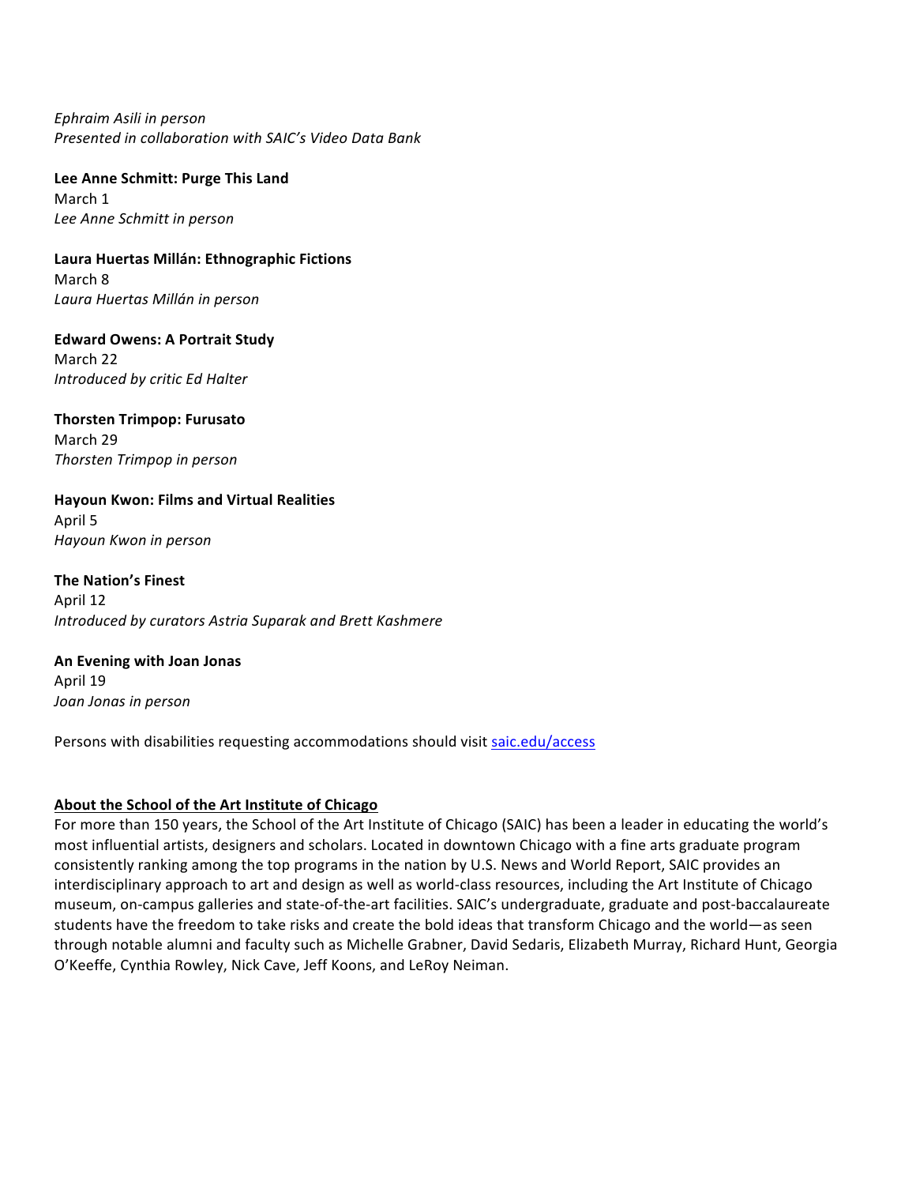*Ephraim Asili in person*
*Presented in collaboration with SAIC's Video Data Bank*

**Lee Anne Schmitt: Purge This Land**
March 1
*Lee Anne Schmitt in person*

**Laura Huertas Millán: Ethnographic Fictions**
March 8
*Laura Huertas Millán in person*

**Edward Owens: A Portrait Study**
March 22
*Introduced by critic Ed Halter*

**Thorsten Trimpop: Furusato**
March 29
*Thorsten Trimpop in person*

**Hayoun Kwon: Films and Virtual Realities**
April 5
*Hayoun Kwon in person*

**The Nation's Finest**
April 12
*Introduced by curators Astria Suparak and Brett Kashmere*

**An Evening with Joan Jonas**
April 19
*Joan Jonas in person*

Persons with disabilities requesting accommodations should visit [saic.edu/access](saic.edu/access)

## About the School of the Art Institute of Chicago

For more than 150 years, the School of the Art Institute of Chicago (SAIC) has been a leader in educating the world's most influential artists, designers and scholars. Located in downtown Chicago with a fine arts graduate program consistently ranking among the top programs in the nation by U.S. News and World Report, SAIC provides an interdisciplinary approach to art and design as well as world-class resources, including the Art Institute of Chicago museum, on-campus galleries and state-of-the-art facilities. SAIC's undergraduate, graduate and post-baccalaureate students have the freedom to take risks and create the bold ideas that transform Chicago and the world—as seen through notable alumni and faculty such as Michelle Grabner, David Sedaris, Elizabeth Murray, Richard Hunt, Georgia O'Keeffe, Cynthia Rowley, Nick Cave, Jeff Koons, and LeRoy Neiman.